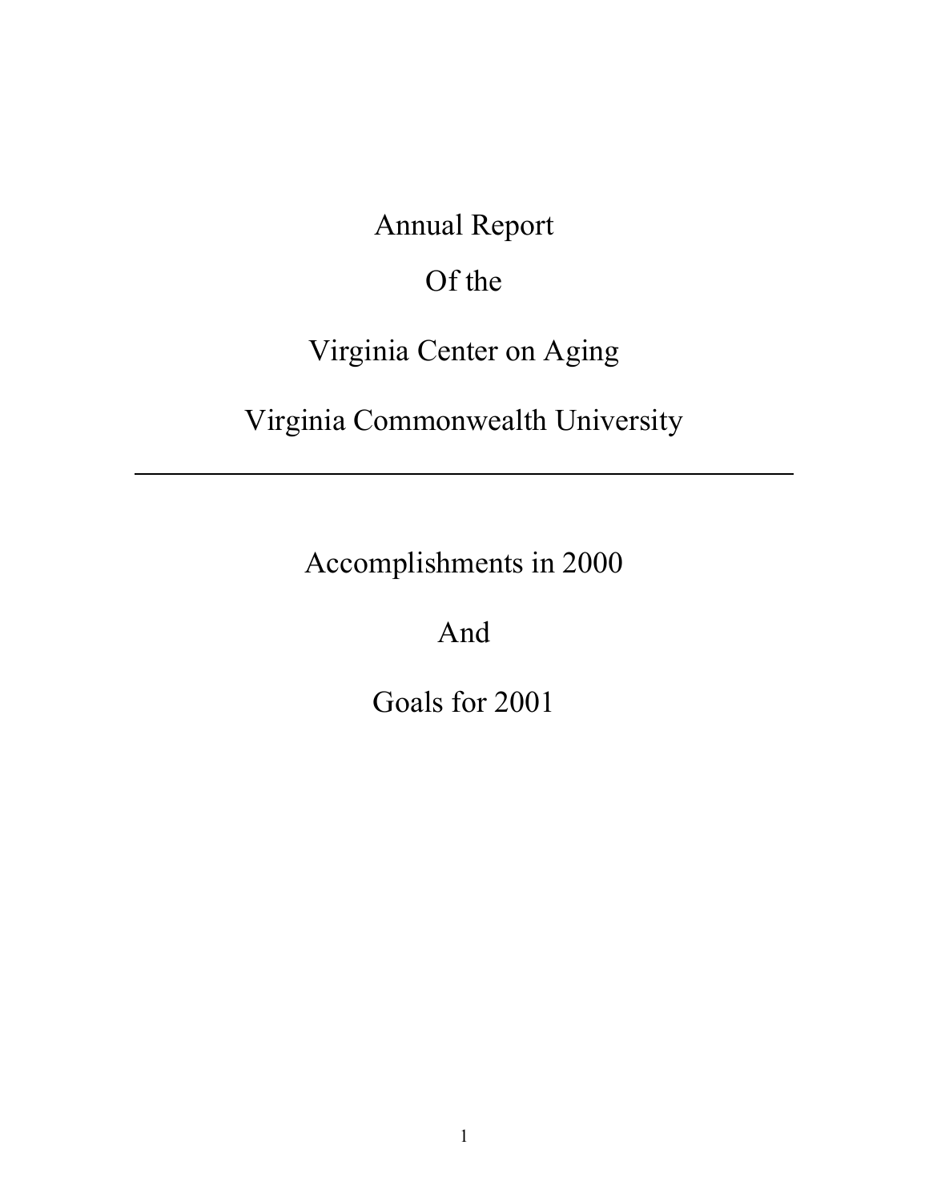# Annual Report

# Of the

# Virginia Center on Aging

# Virginia Commonwealth University

---

## Accomplishments in 2000

## And

## Goals for 2001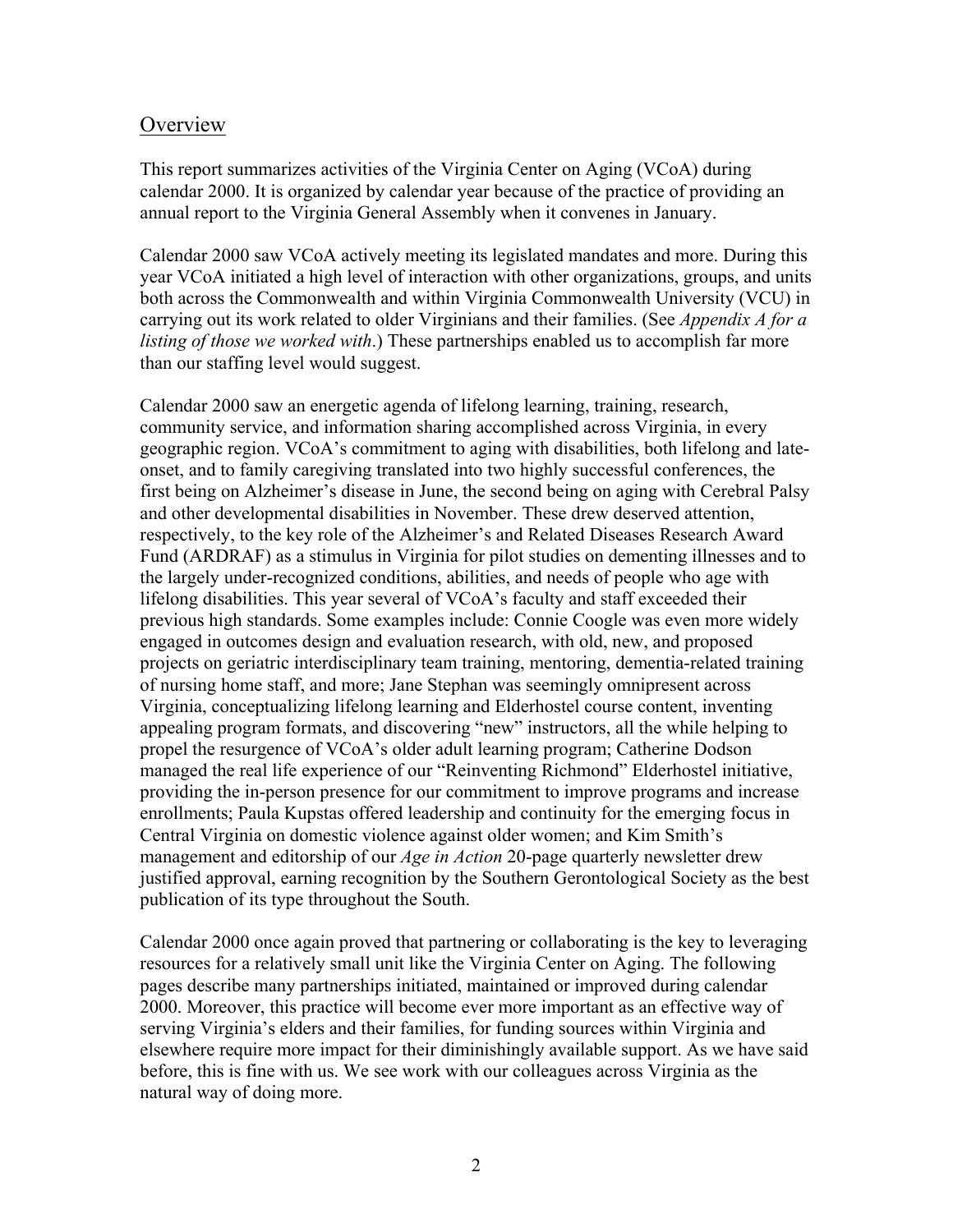## Overview

This report summarizes activities of the Virginia Center on Aging (VCoA) during calendar 2000. It is organized by calendar year because of the practice of providing an annual report to the Virginia General Assembly when it convenes in January.

Calendar 2000 saw VCoA actively meeting its legislated mandates and more. During this year VCoA initiated a high level of interaction with other organizations, groups, and units both across the Commonwealth and within Virginia Commonwealth University (VCU) in carrying out its work related to older Virginians and their families. (See *Appendix A for a listing of those we worked with*.) These partnerships enabled us to accomplish far more than our staffing level would suggest.

Calendar 2000 saw an energetic agenda of lifelong learning, training, research, community service, and information sharing accomplished across Virginia, in every geographic region. VCoA's commitment to aging with disabilities, both lifelong and late-onset, and to family caregiving translated into two highly successful conferences, the first being on Alzheimer's disease in June, the second being on aging with Cerebral Palsy and other developmental disabilities in November. These drew deserved attention, respectively, to the key role of the Alzheimer's and Related Diseases Research Award Fund (ARDRAF) as a stimulus in Virginia for pilot studies on dementing illnesses and to the largely under-recognized conditions, abilities, and needs of people who age with lifelong disabilities. This year several of VCoA's faculty and staff exceeded their previous high standards. Some examples include: Connie Coogle was even more widely engaged in outcomes design and evaluation research, with old, new, and proposed projects on geriatric interdisciplinary team training, mentoring, dementia-related training of nursing home staff, and more; Jane Stephan was seemingly omnipresent across Virginia, conceptualizing lifelong learning and Elderhostel course content, inventing appealing program formats, and discovering "new" instructors, all the while helping to propel the resurgence of VCoA's older adult learning program; Catherine Dodson managed the real life experience of our "Reinventing Richmond" Elderhostel initiative, providing the in-person presence for our commitment to improve programs and increase enrollments; Paula Kupstas offered leadership and continuity for the emerging focus in Central Virginia on domestic violence against older women; and Kim Smith's management and editorship of our *Age in Action* 20-page quarterly newsletter drew justified approval, earning recognition by the Southern Gerontological Society as the best publication of its type throughout the South.

Calendar 2000 once again proved that partnering or collaborating is the key to leveraging resources for a relatively small unit like the Virginia Center on Aging. The following pages describe many partnerships initiated, maintained or improved during calendar 2000. Moreover, this practice will become ever more important as an effective way of serving Virginia's elders and their families, for funding sources within Virginia and elsewhere require more impact for their diminishingly available support. As we have said before, this is fine with us. We see work with our colleagues across Virginia as the natural way of doing more.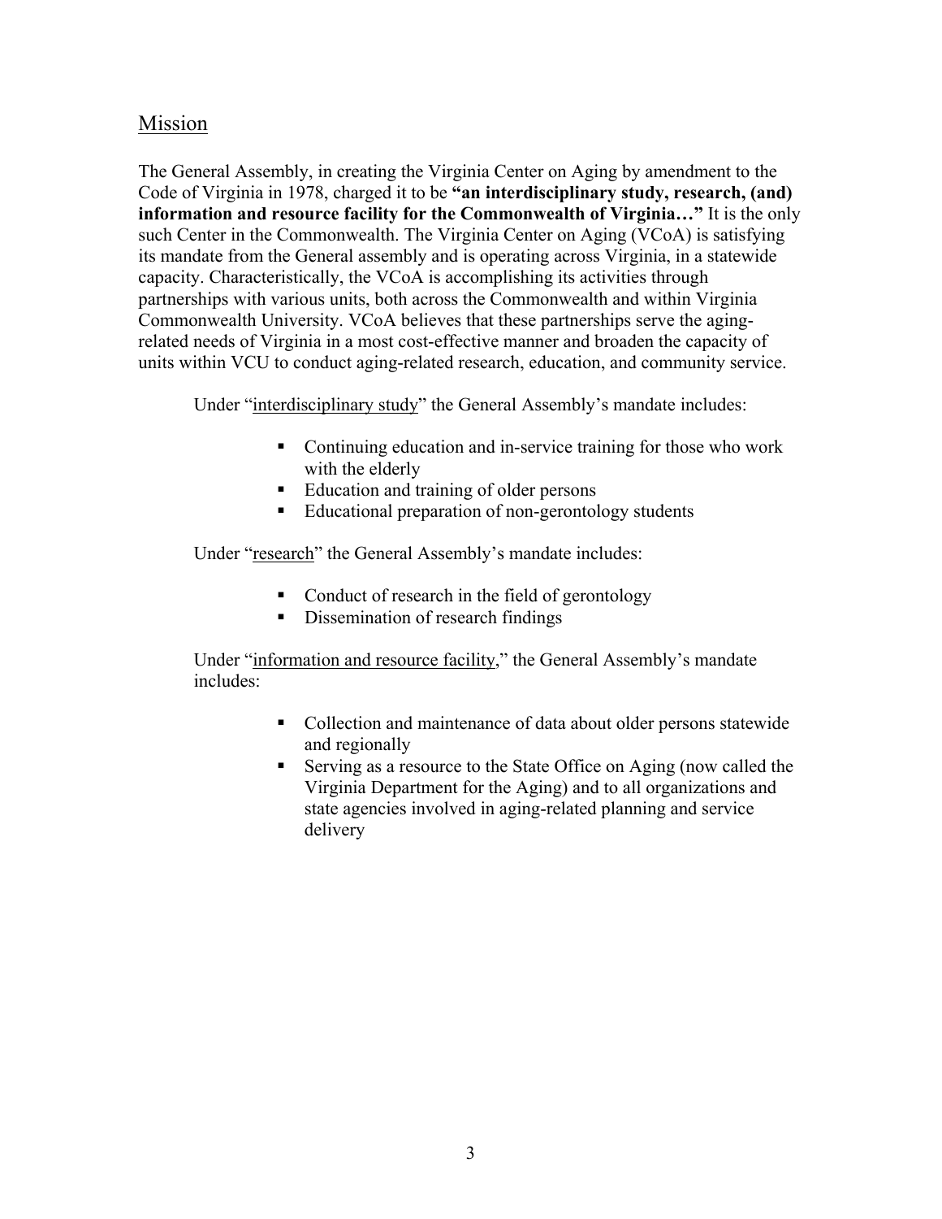## Mission

The General Assembly, in creating the Virginia Center on Aging by amendment to the Code of Virginia in 1978, charged it to be **"an interdisciplinary study, research, (and) information and resource facility for the Commonwealth of Virginia…"** It is the only such Center in the Commonwealth. The Virginia Center on Aging (VCoA) is satisfying its mandate from the General assembly and is operating across Virginia, in a statewide capacity. Characteristically, the VCoA is accomplishing its activities through partnerships with various units, both across the Commonwealth and within Virginia Commonwealth University. VCoA believes that these partnerships serve the aging-related needs of Virginia in a most cost-effective manner and broaden the capacity of units within VCU to conduct aging-related research, education, and community service.

Under "interdisciplinary study" the General Assembly's mandate includes:

- Continuing education and in-service training for those who work with the elderly
- Education and training of older persons
- Educational preparation of non-gerontology students

Under "research" the General Assembly's mandate includes:

- Conduct of research in the field of gerontology
- Dissemination of research findings

Under "information and resource facility," the General Assembly's mandate includes:

- Collection and maintenance of data about older persons statewide and regionally
- Serving as a resource to the State Office on Aging (now called the Virginia Department for the Aging) and to all organizations and state agencies involved in aging-related planning and service delivery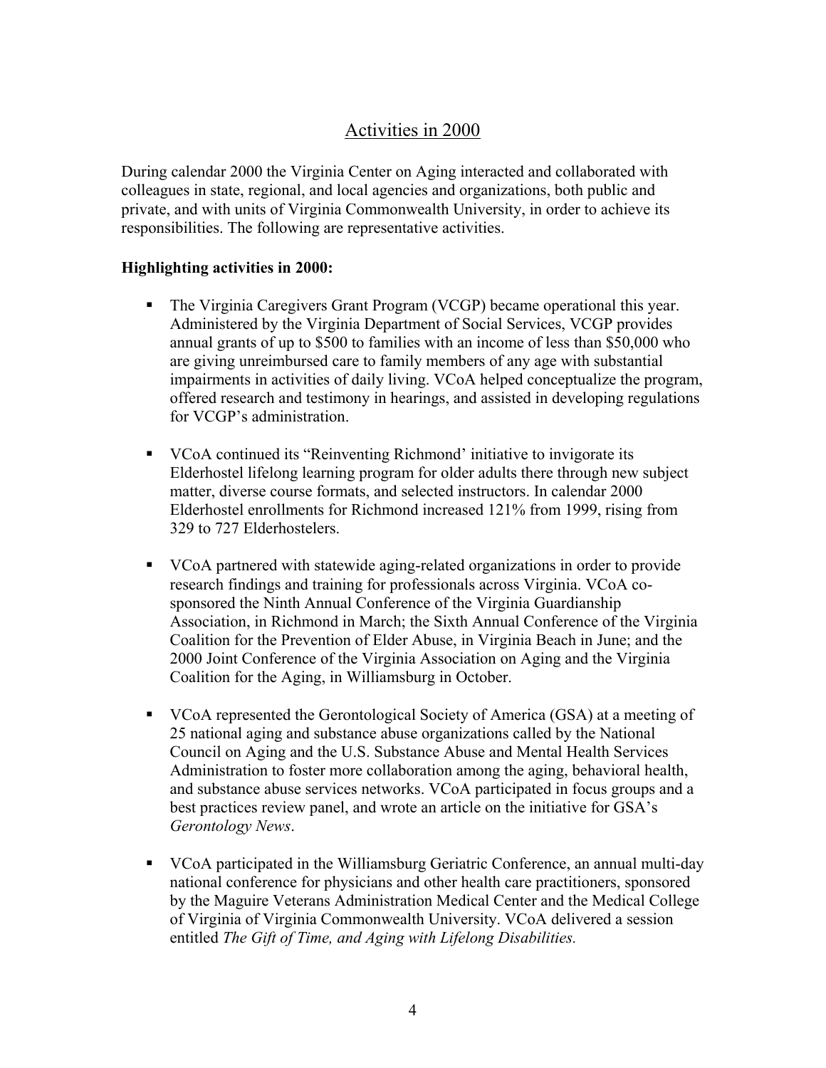## Activities in 2000

During calendar 2000 the Virginia Center on Aging interacted and collaborated with colleagues in state, regional, and local agencies and organizations, both public and private, and with units of Virginia Commonwealth University, in order to achieve its responsibilities. The following are representative activities.

**Highlighting activities in 2000:**

- The Virginia Caregivers Grant Program (VCGP) became operational this year. Administered by the Virginia Department of Social Services, VCGP provides annual grants of up to $500 to families with an income of less than $50,000 who are giving unreimbursed care to family members of any age with substantial impairments in activities of daily living. VCoA helped conceptualize the program, offered research and testimony in hearings, and assisted in developing regulations for VCGP's administration.

- VCoA continued its "Reinventing Richmond' initiative to invigorate its Elderhostel lifelong learning program for older adults there through new subject matter, diverse course formats, and selected instructors. In calendar 2000 Elderhostel enrollments for Richmond increased 121% from 1999, rising from 329 to 727 Elderhostelers.

- VCoA partnered with statewide aging-related organizations in order to provide research findings and training for professionals across Virginia. VCoA co-sponsored the Ninth Annual Conference of the Virginia Guardianship Association, in Richmond in March; the Sixth Annual Conference of the Virginia Coalition for the Prevention of Elder Abuse, in Virginia Beach in June; and the 2000 Joint Conference of the Virginia Association on Aging and the Virginia Coalition for the Aging, in Williamsburg in October.

- VCoA represented the Gerontological Society of America (GSA) at a meeting of 25 national aging and substance abuse organizations called by the National Council on Aging and the U.S. Substance Abuse and Mental Health Services Administration to foster more collaboration among the aging, behavioral health, and substance abuse services networks. VCoA participated in focus groups and a best practices review panel, and wrote an article on the initiative for GSA's *Gerontology News*.

- VCoA participated in the Williamsburg Geriatric Conference, an annual multi-day national conference for physicians and other health care practitioners, sponsored by the Maguire Veterans Administration Medical Center and the Medical College of Virginia of Virginia Commonwealth University. VCoA delivered a session entitled *The Gift of Time, and Aging with Lifelong Disabilities.*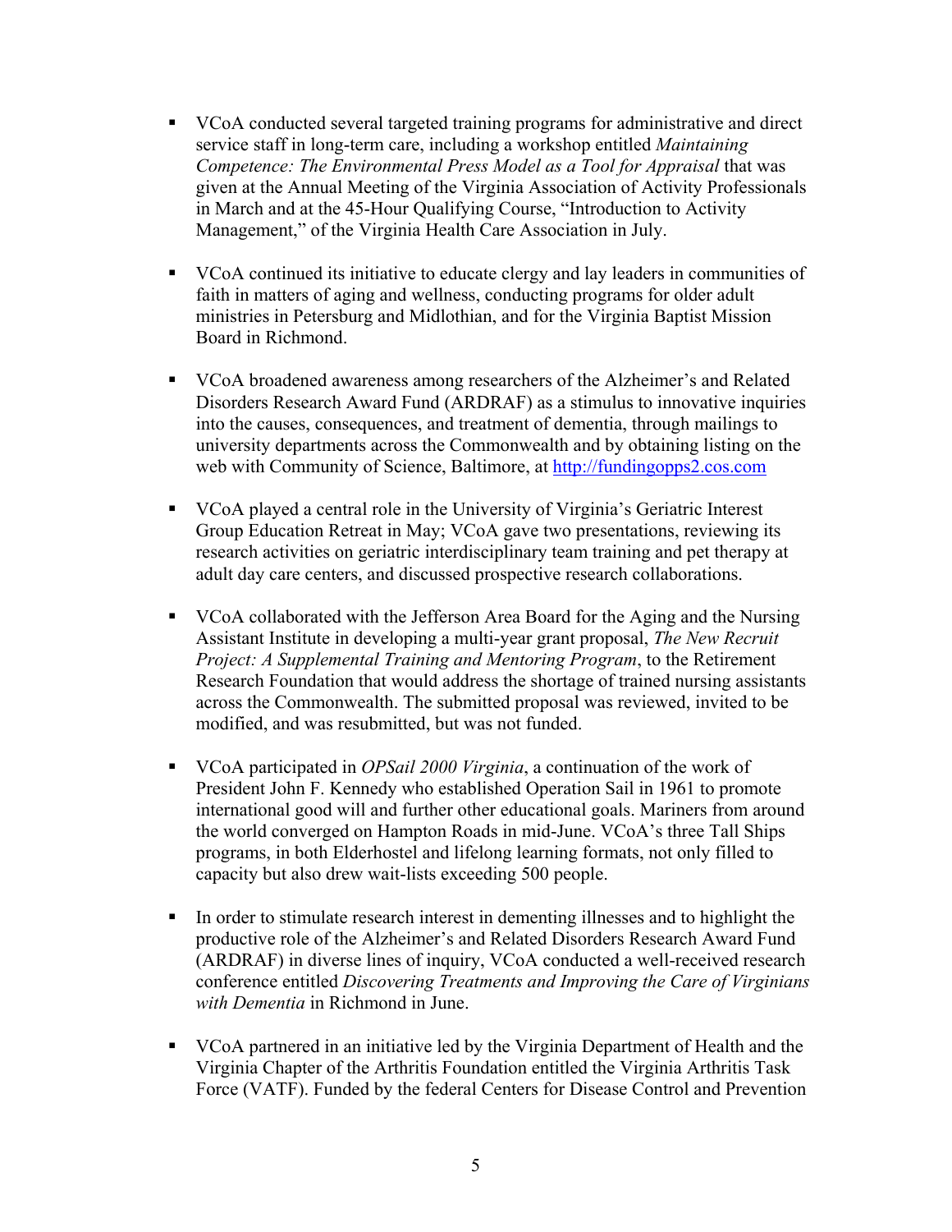- VCoA conducted several targeted training programs for administrative and direct service staff in long-term care, including a workshop entitled *Maintaining Competence: The Environmental Press Model as a Tool for Appraisal* that was given at the Annual Meeting of the Virginia Association of Activity Professionals in March and at the 45-Hour Qualifying Course, "Introduction to Activity Management," of the Virginia Health Care Association in July.

- VCoA continued its initiative to educate clergy and lay leaders in communities of faith in matters of aging and wellness, conducting programs for older adult ministries in Petersburg and Midlothian, and for the Virginia Baptist Mission Board in Richmond.

- VCoA broadened awareness among researchers of the Alzheimer's and Related Disorders Research Award Fund (ARDRAF) as a stimulus to innovative inquiries into the causes, consequences, and treatment of dementia, through mailings to university departments across the Commonwealth and by obtaining listing on the web with Community of Science, Baltimore, at http://fundingopps2.cos.com

- VCoA played a central role in the University of Virginia's Geriatric Interest Group Education Retreat in May; VCoA gave two presentations, reviewing its research activities on geriatric interdisciplinary team training and pet therapy at adult day care centers, and discussed prospective research collaborations.

- VCoA collaborated with the Jefferson Area Board for the Aging and the Nursing Assistant Institute in developing a multi-year grant proposal, *The New Recruit Project: A Supplemental Training and Mentoring Program*, to the Retirement Research Foundation that would address the shortage of trained nursing assistants across the Commonwealth. The submitted proposal was reviewed, invited to be modified, and was resubmitted, but was not funded.

- VCoA participated in *OPSail 2000 Virginia*, a continuation of the work of President John F. Kennedy who established Operation Sail in 1961 to promote international good will and further other educational goals. Mariners from around the world converged on Hampton Roads in mid-June. VCoA's three Tall Ships programs, in both Elderhostel and lifelong learning formats, not only filled to capacity but also drew wait-lists exceeding 500 people.

- In order to stimulate research interest in dementing illnesses and to highlight the productive role of the Alzheimer's and Related Disorders Research Award Fund (ARDRAF) in diverse lines of inquiry, VCoA conducted a well-received research conference entitled *Discovering Treatments and Improving the Care of Virginians with Dementia* in Richmond in June.

- VCoA partnered in an initiative led by the Virginia Department of Health and the Virginia Chapter of the Arthritis Foundation entitled the Virginia Arthritis Task Force (VATF). Funded by the federal Centers for Disease Control and Prevention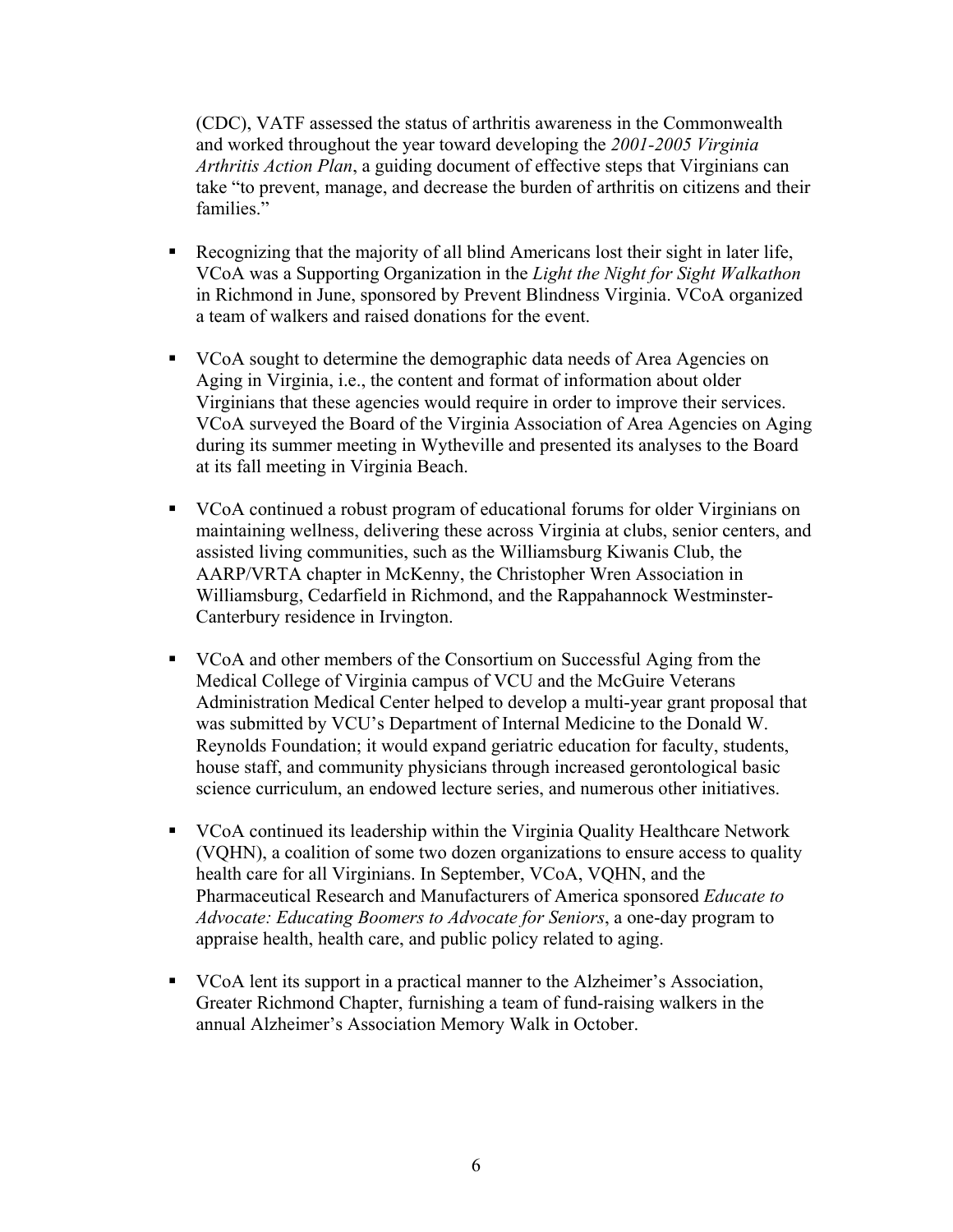(CDC), VATF assessed the status of arthritis awareness in the Commonwealth and worked throughout the year toward developing the *2001-2005 Virginia Arthritis Action Plan*, a guiding document of effective steps that Virginians can take "to prevent, manage, and decrease the burden of arthritis on citizens and their families."

- Recognizing that the majority of all blind Americans lost their sight in later life, VCoA was a Supporting Organization in the *Light the Night for Sight Walkathon* in Richmond in June, sponsored by Prevent Blindness Virginia. VCoA organized a team of walkers and raised donations for the event.

- VCoA sought to determine the demographic data needs of Area Agencies on Aging in Virginia, i.e., the content and format of information about older Virginians that these agencies would require in order to improve their services. VCoA surveyed the Board of the Virginia Association of Area Agencies on Aging during its summer meeting in Wytheville and presented its analyses to the Board at its fall meeting in Virginia Beach.

- VCoA continued a robust program of educational forums for older Virginians on maintaining wellness, delivering these across Virginia at clubs, senior centers, and assisted living communities, such as the Williamsburg Kiwanis Club, the AARP/VRTA chapter in McKenny, the Christopher Wren Association in Williamsburg, Cedarfield in Richmond, and the Rappahannock Westminster-Canterbury residence in Irvington.

- VCoA and other members of the Consortium on Successful Aging from the Medical College of Virginia campus of VCU and the McGuire Veterans Administration Medical Center helped to develop a multi-year grant proposal that was submitted by VCU's Department of Internal Medicine to the Donald W. Reynolds Foundation; it would expand geriatric education for faculty, students, house staff, and community physicians through increased gerontological basic science curriculum, an endowed lecture series, and numerous other initiatives.

- VCoA continued its leadership within the Virginia Quality Healthcare Network (VQHN), a coalition of some two dozen organizations to ensure access to quality health care for all Virginians. In September, VCoA, VQHN, and the Pharmaceutical Research and Manufacturers of America sponsored *Educate to Advocate: Educating Boomers to Advocate for Seniors*, a one-day program to appraise health, health care, and public policy related to aging.

- VCoA lent its support in a practical manner to the Alzheimer's Association, Greater Richmond Chapter, furnishing a team of fund-raising walkers in the annual Alzheimer's Association Memory Walk in October.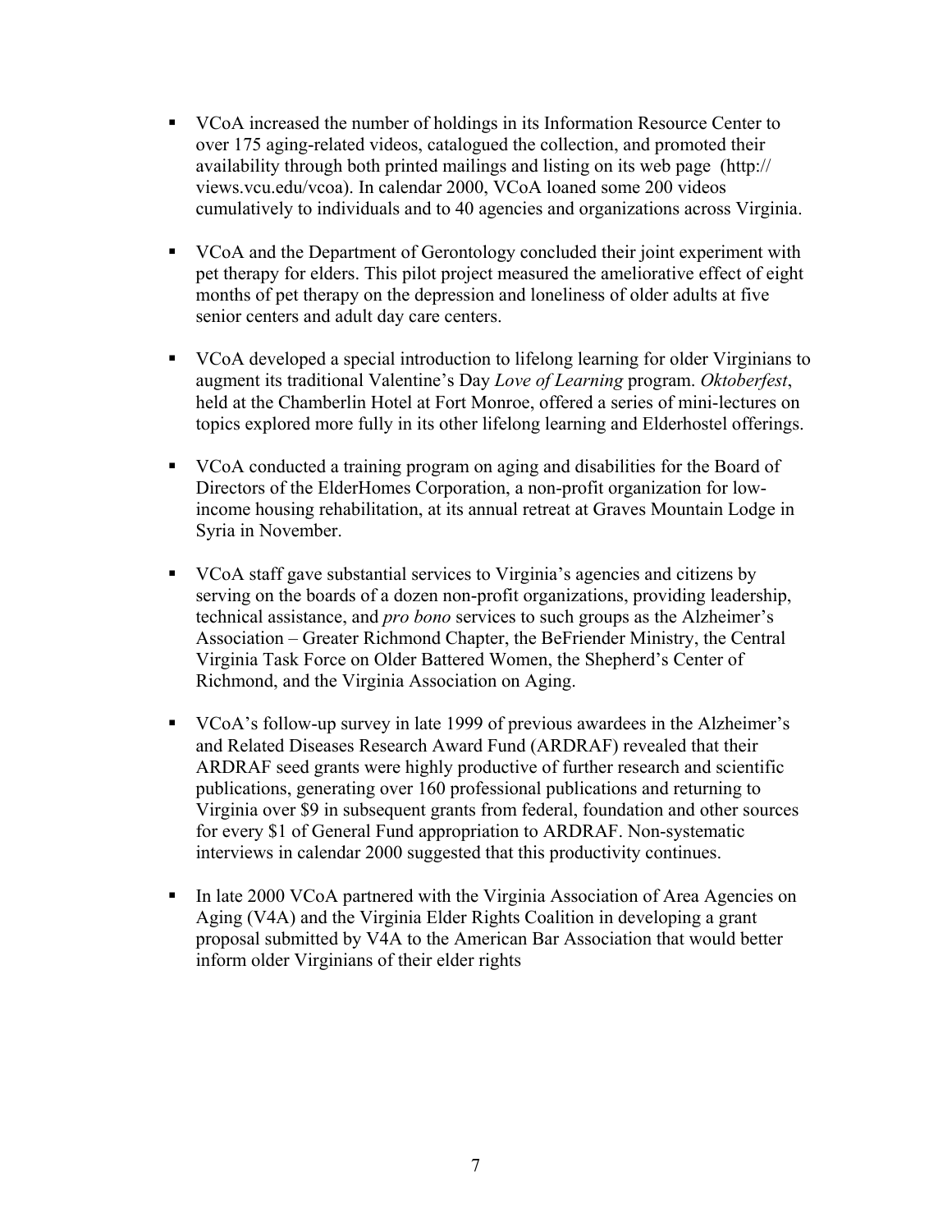- VCoA increased the number of holdings in its Information Resource Center to over 175 aging-related videos, catalogued the collection, and promoted their availability through both printed mailings and listing on its web page (http://views.vcu.edu/vcoa). In calendar 2000, VCoA loaned some 200 videos cumulatively to individuals and to 40 agencies and organizations across Virginia.

- VCoA and the Department of Gerontology concluded their joint experiment with pet therapy for elders. This pilot project measured the ameliorative effect of eight months of pet therapy on the depression and loneliness of older adults at five senior centers and adult day care centers.

- VCoA developed a special introduction to lifelong learning for older Virginians to augment its traditional Valentine's Day *Love of Learning* program. *Oktoberfest*, held at the Chamberlin Hotel at Fort Monroe, offered a series of mini-lectures on topics explored more fully in its other lifelong learning and Elderhostel offerings.

- VCoA conducted a training program on aging and disabilities for the Board of Directors of the ElderHomes Corporation, a non-profit organization for low-income housing rehabilitation, at its annual retreat at Graves Mountain Lodge in Syria in November.

- VCoA staff gave substantial services to Virginia's agencies and citizens by serving on the boards of a dozen non-profit organizations, providing leadership, technical assistance, and *pro bono* services to such groups as the Alzheimer's Association – Greater Richmond Chapter, the BeFriender Ministry, the Central Virginia Task Force on Older Battered Women, the Shepherd's Center of Richmond, and the Virginia Association on Aging.

- VCoA's follow-up survey in late 1999 of previous awardees in the Alzheimer's and Related Diseases Research Award Fund (ARDRAF) revealed that their ARDRAF seed grants were highly productive of further research and scientific publications, generating over 160 professional publications and returning to Virginia over $9 in subsequent grants from federal, foundation and other sources for every $1 of General Fund appropriation to ARDRAF. Non-systematic interviews in calendar 2000 suggested that this productivity continues.

- In late 2000 VCoA partnered with the Virginia Association of Area Agencies on Aging (V4A) and the Virginia Elder Rights Coalition in developing a grant proposal submitted by V4A to the American Bar Association that would better inform older Virginians of their elder rights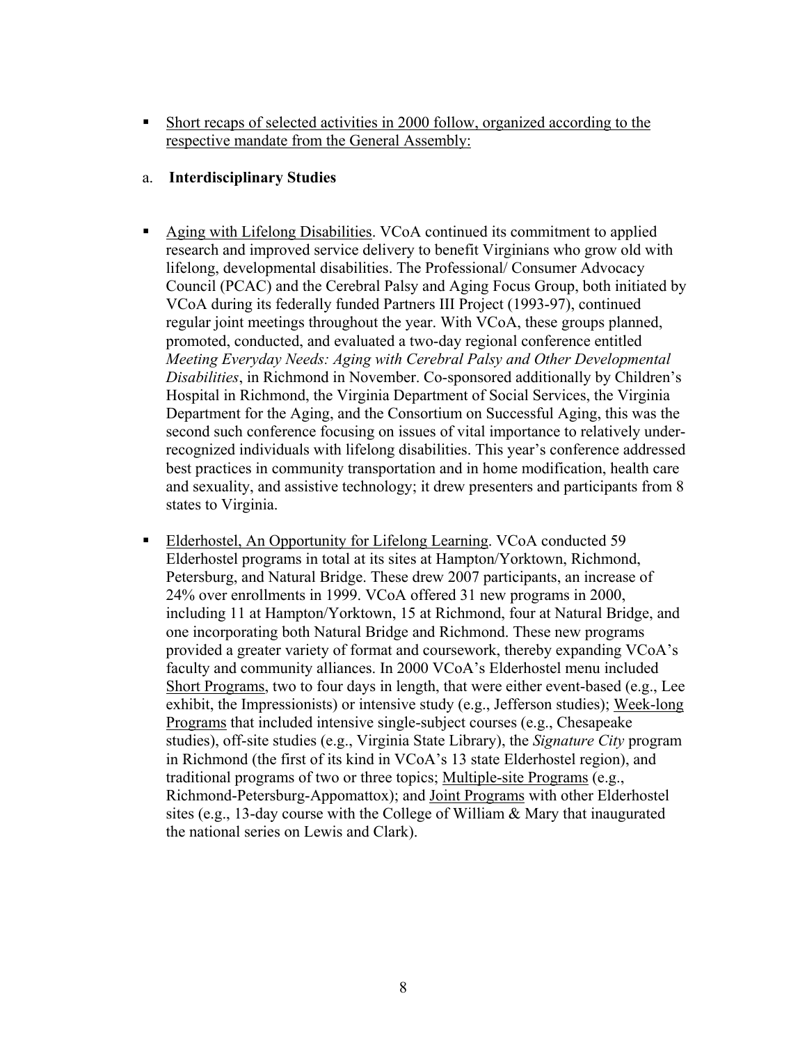- <u>Short recaps of selected activities in 2000 follow, organized according to the respective mandate from the General Assembly:</u>

a. **Interdisciplinary Studies**

- <u>Aging with Lifelong Disabilities</u>. VCoA continued its commitment to applied research and improved service delivery to benefit Virginians who grow old with lifelong, developmental disabilities. The Professional/ Consumer Advocacy Council (PCAC) and the Cerebral Palsy and Aging Focus Group, both initiated by VCoA during its federally funded Partners III Project (1993-97), continued regular joint meetings throughout the year. With VCoA, these groups planned, promoted, conducted, and evaluated a two-day regional conference entitled *Meeting Everyday Needs: Aging with Cerebral Palsy and Other Developmental Disabilities*, in Richmond in November. Co-sponsored additionally by Children's Hospital in Richmond, the Virginia Department of Social Services, the Virginia Department for the Aging, and the Consortium on Successful Aging, this was the second such conference focusing on issues of vital importance to relatively under-recognized individuals with lifelong disabilities. This year's conference addressed best practices in community transportation and in home modification, health care and sexuality, and assistive technology; it drew presenters and participants from 8 states to Virginia.

- <u>Elderhostel, An Opportunity for Lifelong Learning</u>. VCoA conducted 59 Elderhostel programs in total at its sites at Hampton/Yorktown, Richmond, Petersburg, and Natural Bridge. These drew 2007 participants, an increase of 24% over enrollments in 1999. VCoA offered 31 new programs in 2000, including 11 at Hampton/Yorktown, 15 at Richmond, four at Natural Bridge, and one incorporating both Natural Bridge and Richmond. These new programs provided a greater variety of format and coursework, thereby expanding VCoA's faculty and community alliances. In 2000 VCoA's Elderhostel menu included <u>Short Programs</u>, two to four days in length, that were either event-based (e.g., Lee exhibit, the Impressionists) or intensive study (e.g., Jefferson studies); <u>Week-long Programs</u> that included intensive single-subject courses (e.g., Chesapeake studies), off-site studies (e.g., Virginia State Library), the *Signature City* program in Richmond (the first of its kind in VCoA's 13 state Elderhostel region), and traditional programs of two or three topics; <u>Multiple-site Programs</u> (e.g., Richmond-Petersburg-Appomattox); and <u>Joint Programs</u> with other Elderhostel sites (e.g., 13-day course with the College of William & Mary that inaugurated the national series on Lewis and Clark).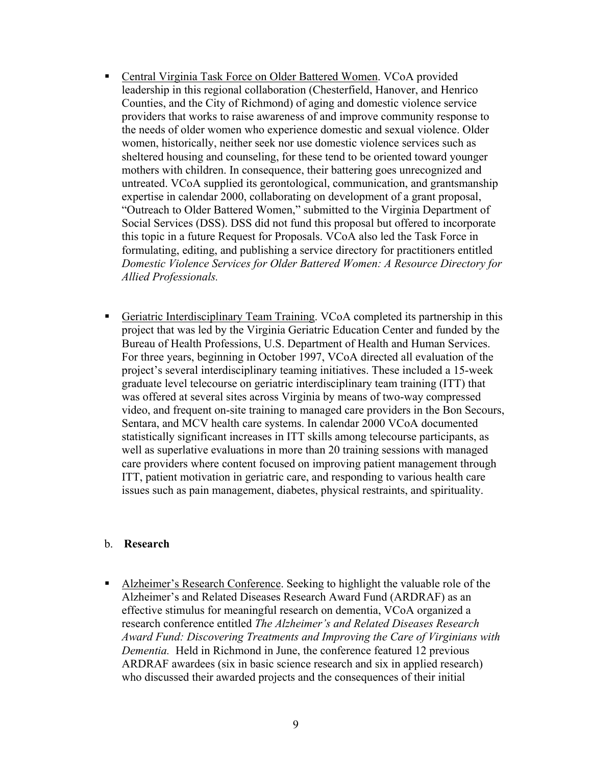- <u>Central Virginia Task Force on Older Battered Women</u>. VCoA provided leadership in this regional collaboration (Chesterfield, Hanover, and Henrico Counties, and the City of Richmond) of aging and domestic violence service providers that works to raise awareness of and improve community response to the needs of older women who experience domestic and sexual violence. Older women, historically, neither seek nor use domestic violence services such as sheltered housing and counseling, for these tend to be oriented toward younger mothers with children. In consequence, their battering goes unrecognized and untreated. VCoA supplied its gerontological, communication, and grantsmanship expertise in calendar 2000, collaborating on development of a grant proposal, "Outreach to Older Battered Women," submitted to the Virginia Department of Social Services (DSS). DSS did not fund this proposal but offered to incorporate this topic in a future Request for Proposals. VCoA also led the Task Force in formulating, editing, and publishing a service directory for practitioners entitled *Domestic Violence Services for Older Battered Women: A Resource Directory for Allied Professionals.*

- <u>Geriatric Interdisciplinary Team Training</u>. VCoA completed its partnership in this project that was led by the Virginia Geriatric Education Center and funded by the Bureau of Health Professions, U.S. Department of Health and Human Services. For three years, beginning in October 1997, VCoA directed all evaluation of the project's several interdisciplinary teaming initiatives. These included a 15-week graduate level telecourse on geriatric interdisciplinary team training (ITT) that was offered at several sites across Virginia by means of two-way compressed video, and frequent on-site training to managed care providers in the Bon Secours, Sentara, and MCV health care systems. In calendar 2000 VCoA documented statistically significant increases in ITT skills among telecourse participants, as well as superlative evaluations in more than 20 training sessions with managed care providers where content focused on improving patient management through ITT, patient motivation in geriatric care, and responding to various health care issues such as pain management, diabetes, physical restraints, and spirituality.

b. **Research**

- <u>Alzheimer's Research Conference</u>. Seeking to highlight the valuable role of the Alzheimer's and Related Diseases Research Award Fund (ARDRAF) as an effective stimulus for meaningful research on dementia, VCoA organized a research conference entitled *The Alzheimer's and Related Diseases Research Award Fund: Discovering Treatments and Improving the Care of Virginians with Dementia.* Held in Richmond in June, the conference featured 12 previous ARDRAF awardees (six in basic science research and six in applied research) who discussed their awarded projects and the consequences of their initial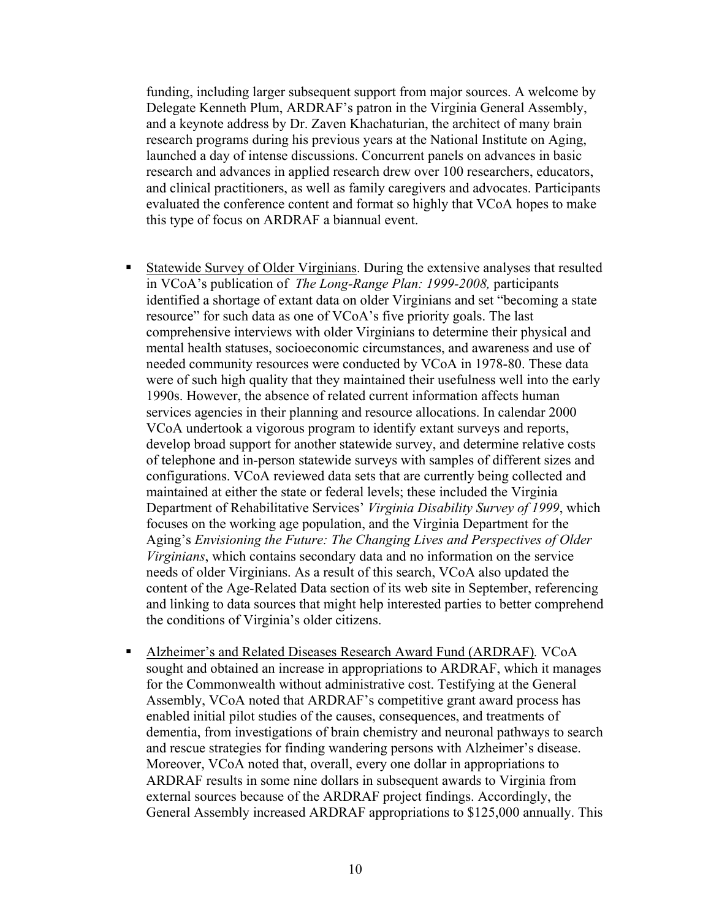funding, including larger subsequent support from major sources. A welcome by Delegate Kenneth Plum, ARDRAF's patron in the Virginia General Assembly, and a keynote address by Dr. Zaven Khachaturian, the architect of many brain research programs during his previous years at the National Institute on Aging, launched a day of intense discussions. Concurrent panels on advances in basic research and advances in applied research drew over 100 researchers, educators, and clinical practitioners, as well as family caregivers and advocates. Participants evaluated the conference content and format so highly that VCoA hopes to make this type of focus on ARDRAF a biannual event.

- <u>Statewide Survey of Older Virginians</u>. During the extensive analyses that resulted in VCoA's publication of *The Long-Range Plan: 1999-2008,* participants identified a shortage of extant data on older Virginians and set "becoming a state resource" for such data as one of VCoA's five priority goals. The last comprehensive interviews with older Virginians to determine their physical and mental health statuses, socioeconomic circumstances, and awareness and use of needed community resources were conducted by VCoA in 1978-80. These data were of such high quality that they maintained their usefulness well into the early 1990s. However, the absence of related current information affects human services agencies in their planning and resource allocations. In calendar 2000 VCoA undertook a vigorous program to identify extant surveys and reports, develop broad support for another statewide survey, and determine relative costs of telephone and in-person statewide surveys with samples of different sizes and configurations. VCoA reviewed data sets that are currently being collected and maintained at either the state or federal levels; these included the Virginia Department of Rehabilitative Services' *Virginia Disability Survey of 1999*, which focuses on the working age population, and the Virginia Department for the Aging's *Envisioning the Future: The Changing Lives and Perspectives of Older Virginians*, which contains secondary data and no information on the service needs of older Virginians. As a result of this search, VCoA also updated the content of the Age-Related Data section of its web site in September, referencing and linking to data sources that might help interested parties to better comprehend the conditions of Virginia's older citizens.

- <u>Alzheimer's and Related Diseases Research Award Fund (ARDRAF)</u>*.* VCoA sought and obtained an increase in appropriations to ARDRAF, which it manages for the Commonwealth without administrative cost. Testifying at the General Assembly, VCoA noted that ARDRAF's competitive grant award process has enabled initial pilot studies of the causes, consequences, and treatments of dementia, from investigations of brain chemistry and neuronal pathways to search and rescue strategies for finding wandering persons with Alzheimer's disease. Moreover, VCoA noted that, overall, every one dollar in appropriations to ARDRAF results in some nine dollars in subsequent awards to Virginia from external sources because of the ARDRAF project findings. Accordingly, the General Assembly increased ARDRAF appropriations to $125,000 annually. This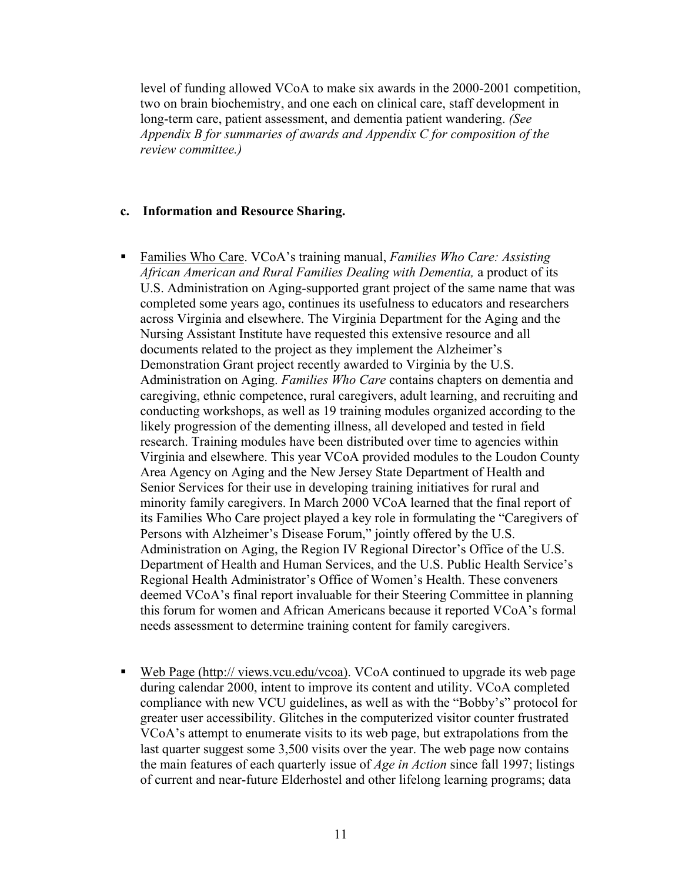level of funding allowed VCoA to make six awards in the 2000-2001 competition, two on brain biochemistry, and one each on clinical care, staff development in long-term care, patient assessment, and dementia patient wandering. *(See Appendix B for summaries of awards and Appendix C for composition of the review committee.)*

**c. Information and Resource Sharing.**

- Families Who Care. VCoA's training manual, *Families Who Care: Assisting African American and Rural Families Dealing with Dementia,* a product of its U.S. Administration on Aging-supported grant project of the same name that was completed some years ago, continues its usefulness to educators and researchers across Virginia and elsewhere. The Virginia Department for the Aging and the Nursing Assistant Institute have requested this extensive resource and all documents related to the project as they implement the Alzheimer's Demonstration Grant project recently awarded to Virginia by the U.S. Administration on Aging. *Families Who Care* contains chapters on dementia and caregiving, ethnic competence, rural caregivers, adult learning, and recruiting and conducting workshops, as well as 19 training modules organized according to the likely progression of the dementing illness, all developed and tested in field research. Training modules have been distributed over time to agencies within Virginia and elsewhere. This year VCoA provided modules to the Loudon County Area Agency on Aging and the New Jersey State Department of Health and Senior Services for their use in developing training initiatives for rural and minority family caregivers. In March 2000 VCoA learned that the final report of its Families Who Care project played a key role in formulating the "Caregivers of Persons with Alzheimer's Disease Forum," jointly offered by the U.S. Administration on Aging, the Region IV Regional Director's Office of the U.S. Department of Health and Human Services, and the U.S. Public Health Service's Regional Health Administrator's Office of Women's Health. These conveners deemed VCoA's final report invaluable for their Steering Committee in planning this forum for women and African Americans because it reported VCoA's formal needs assessment to determine training content for family caregivers.

- Web Page (http:// views.vcu.edu/vcoa). VCoA continued to upgrade its web page during calendar 2000, intent to improve its content and utility. VCoA completed compliance with new VCU guidelines, as well as with the "Bobby's" protocol for greater user accessibility. Glitches in the computerized visitor counter frustrated VCoA's attempt to enumerate visits to its web page, but extrapolations from the last quarter suggest some 3,500 visits over the year. The web page now contains the main features of each quarterly issue of *Age in Action* since fall 1997; listings of current and near-future Elderhostel and other lifelong learning programs; data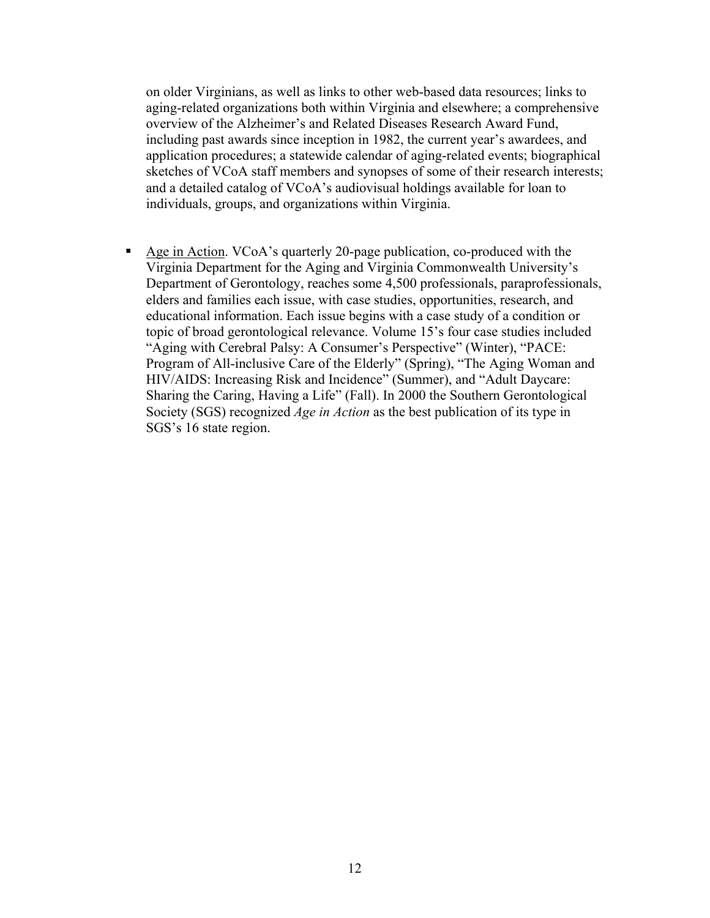on older Virginians, as well as links to other web-based data resources; links to aging-related organizations both within Virginia and elsewhere; a comprehensive overview of the Alzheimer's and Related Diseases Research Award Fund, including past awards since inception in 1982, the current year's awardees, and application procedures; a statewide calendar of aging-related events; biographical sketches of VCoA staff members and synopses of some of their research interests; and a detailed catalog of VCoA's audiovisual holdings available for loan to individuals, groups, and organizations within Virginia.

- <u>Age in Action</u>. VCoA's quarterly 20-page publication, co-produced with the Virginia Department for the Aging and Virginia Commonwealth University's Department of Gerontology, reaches some 4,500 professionals, paraprofessionals, elders and families each issue, with case studies, opportunities, research, and educational information. Each issue begins with a case study of a condition or topic of broad gerontological relevance. Volume 15's four case studies included "Aging with Cerebral Palsy: A Consumer's Perspective" (Winter), "PACE: Program of All-inclusive Care of the Elderly" (Spring), "The Aging Woman and HIV/AIDS: Increasing Risk and Incidence" (Summer), and "Adult Daycare: Sharing the Caring, Having a Life" (Fall). In 2000 the Southern Gerontological Society (SGS) recognized *Age in Action* as the best publication of its type in SGS's 16 state region.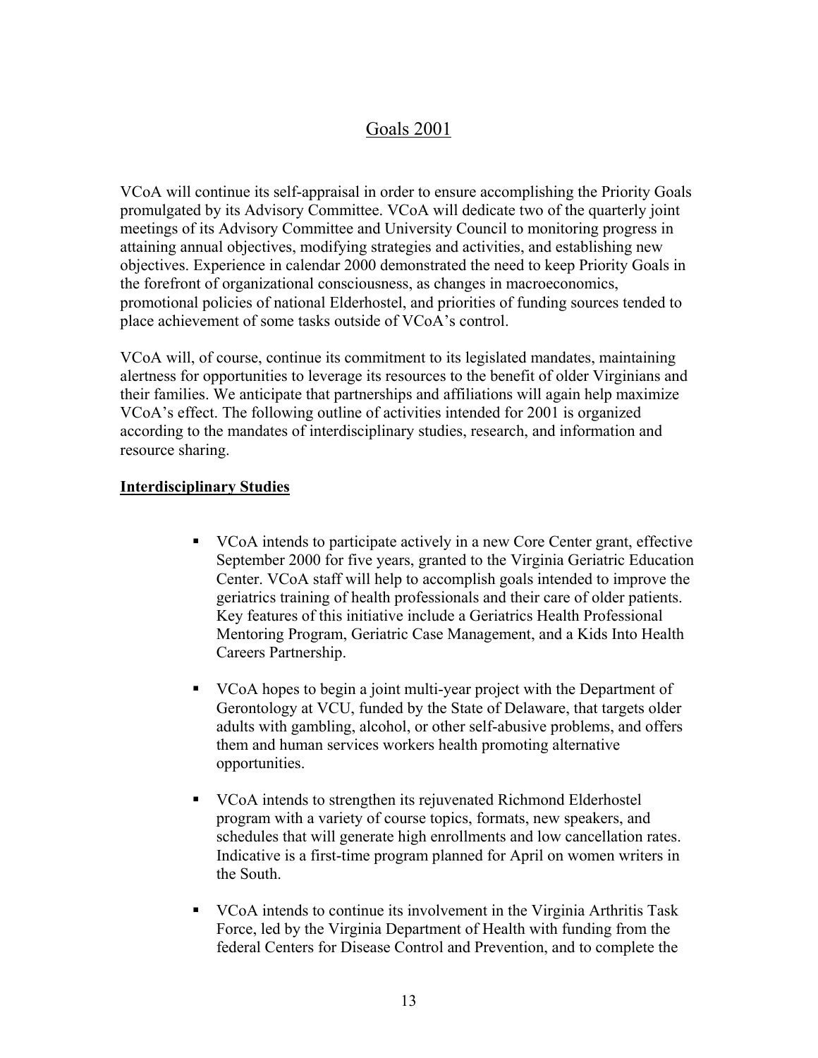# Goals 2001

VCoA will continue its self-appraisal in order to ensure accomplishing the Priority Goals promulgated by its Advisory Committee. VCoA will dedicate two of the quarterly joint meetings of its Advisory Committee and University Council to monitoring progress in attaining annual objectives, modifying strategies and activities, and establishing new objectives. Experience in calendar 2000 demonstrated the need to keep Priority Goals in the forefront of organizational consciousness, as changes in macroeconomics, promotional policies of national Elderhostel, and priorities of funding sources tended to place achievement of some tasks outside of VCoA's control.

VCoA will, of course, continue its commitment to its legislated mandates, maintaining alertness for opportunities to leverage its resources to the benefit of older Virginians and their families. We anticipate that partnerships and affiliations will again help maximize VCoA's effect. The following outline of activities intended for 2001 is organized according to the mandates of interdisciplinary studies, research, and information and resource sharing.

**Interdisciplinary Studies**

- VCoA intends to participate actively in a new Core Center grant, effective September 2000 for five years, granted to the Virginia Geriatric Education Center. VCoA staff will help to accomplish goals intended to improve the geriatrics training of health professionals and their care of older patients. Key features of this initiative include a Geriatrics Health Professional Mentoring Program, Geriatric Case Management, and a Kids Into Health Careers Partnership.

- VCoA hopes to begin a joint multi-year project with the Department of Gerontology at VCU, funded by the State of Delaware, that targets older adults with gambling, alcohol, or other self-abusive problems, and offers them and human services workers health promoting alternative opportunities.

- VCoA intends to strengthen its rejuvenated Richmond Elderhostel program with a variety of course topics, formats, new speakers, and schedules that will generate high enrollments and low cancellation rates. Indicative is a first-time program planned for April on women writers in the South.

- VCoA intends to continue its involvement in the Virginia Arthritis Task Force, led by the Virginia Department of Health with funding from the federal Centers for Disease Control and Prevention, and to complete the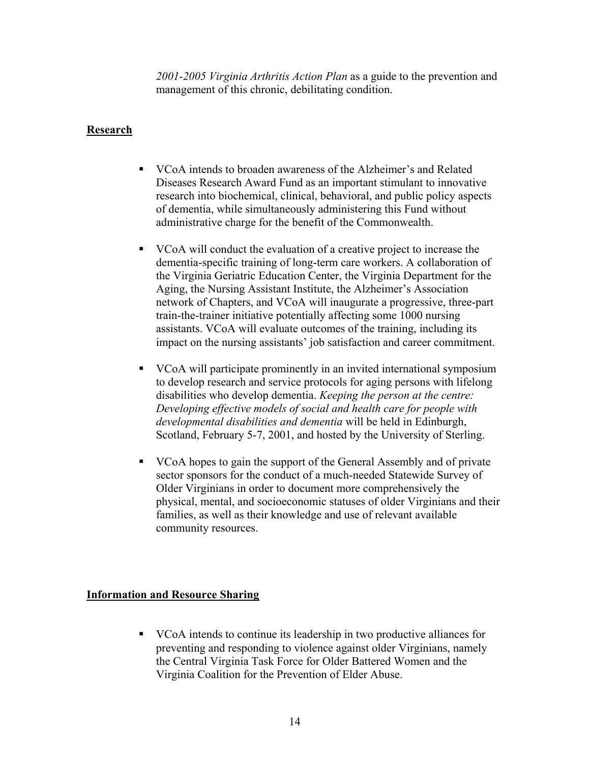*2001-2005 Virginia Arthritis Action Plan* as a guide to the prevention and management of this chronic, debilitating condition.

## Research

- VCoA intends to broaden awareness of the Alzheimer's and Related Diseases Research Award Fund as an important stimulant to innovative research into biochemical, clinical, behavioral, and public policy aspects of dementia, while simultaneously administering this Fund without administrative charge for the benefit of the Commonwealth.

- VCoA will conduct the evaluation of a creative project to increase the dementia-specific training of long-term care workers. A collaboration of the Virginia Geriatric Education Center, the Virginia Department for the Aging, the Nursing Assistant Institute, the Alzheimer's Association network of Chapters, and VCoA will inaugurate a progressive, three-part train-the-trainer initiative potentially affecting some 1000 nursing assistants. VCoA will evaluate outcomes of the training, including its impact on the nursing assistants' job satisfaction and career commitment.

- VCoA will participate prominently in an invited international symposium to develop research and service protocols for aging persons with lifelong disabilities who develop dementia. *Keeping the person at the centre: Developing effective models of social and health care for people with developmental disabilities and dementia* will be held in Edinburgh, Scotland, February 5-7, 2001, and hosted by the University of Sterling.

- VCoA hopes to gain the support of the General Assembly and of private sector sponsors for the conduct of a much-needed Statewide Survey of Older Virginians in order to document more comprehensively the physical, mental, and socioeconomic statuses of older Virginians and their families, as well as their knowledge and use of relevant available community resources.

## Information and Resource Sharing

- VCoA intends to continue its leadership in two productive alliances for preventing and responding to violence against older Virginians, namely the Central Virginia Task Force for Older Battered Women and the Virginia Coalition for the Prevention of Elder Abuse.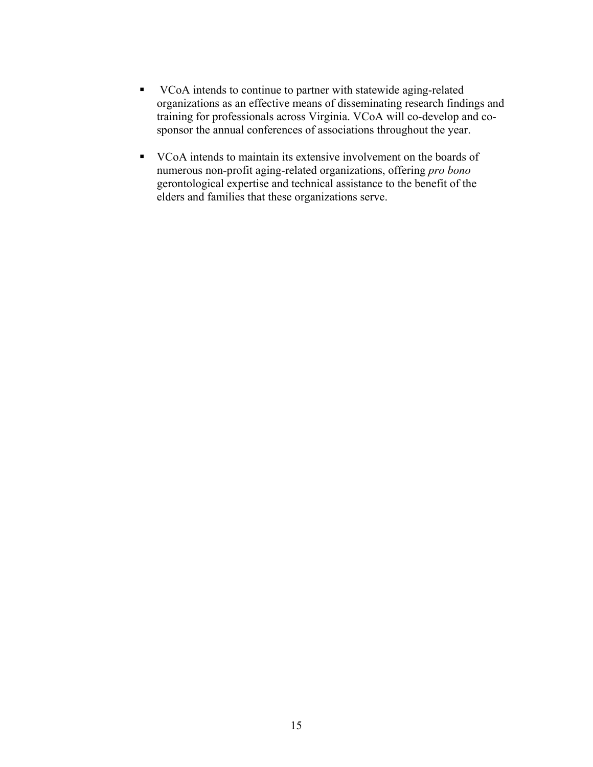- VCoA intends to continue to partner with statewide aging-related organizations as an effective means of disseminating research findings and training for professionals across Virginia. VCoA will co-develop and co-sponsor the annual conferences of associations throughout the year.

- VCoA intends to maintain its extensive involvement on the boards of numerous non-profit aging-related organizations, offering *pro bono* gerontological expertise and technical assistance to the benefit of the elders and families that these organizations serve.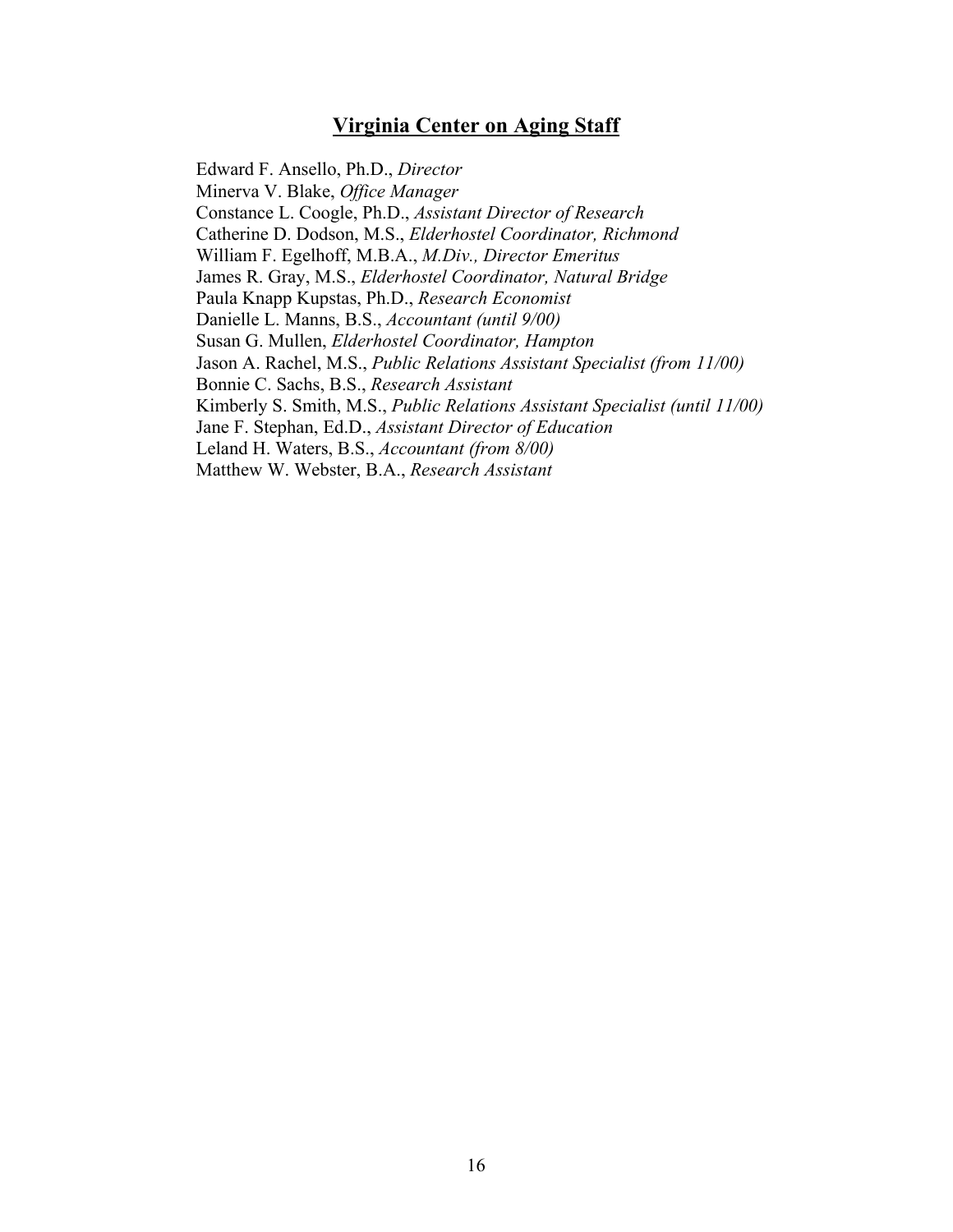## Virginia Center on Aging Staff

Edward F. Ansello, Ph.D., *Director*
Minerva V. Blake, *Office Manager*
Constance L. Coogle, Ph.D., *Assistant Director of Research*
Catherine D. Dodson, M.S., *Elderhostel Coordinator, Richmond*
William F. Egelhoff, M.B.A., *M.Div., Director Emeritus*
James R. Gray, M.S., *Elderhostel Coordinator, Natural Bridge*
Paula Knapp Kupstas, Ph.D., *Research Economist*
Danielle L. Manns, B.S., *Accountant (until 9/00)*
Susan G. Mullen, *Elderhostel Coordinator, Hampton*
Jason A. Rachel, M.S., *Public Relations Assistant Specialist (from 11/00)*
Bonnie C. Sachs, B.S., *Research Assistant*
Kimberly S. Smith, M.S., *Public Relations Assistant Specialist (until 11/00)*
Jane F. Stephan, Ed.D., *Assistant Director of Education*
Leland H. Waters, B.S., *Accountant (from 8/00)*
Matthew W. Webster, B.A., *Research Assistant*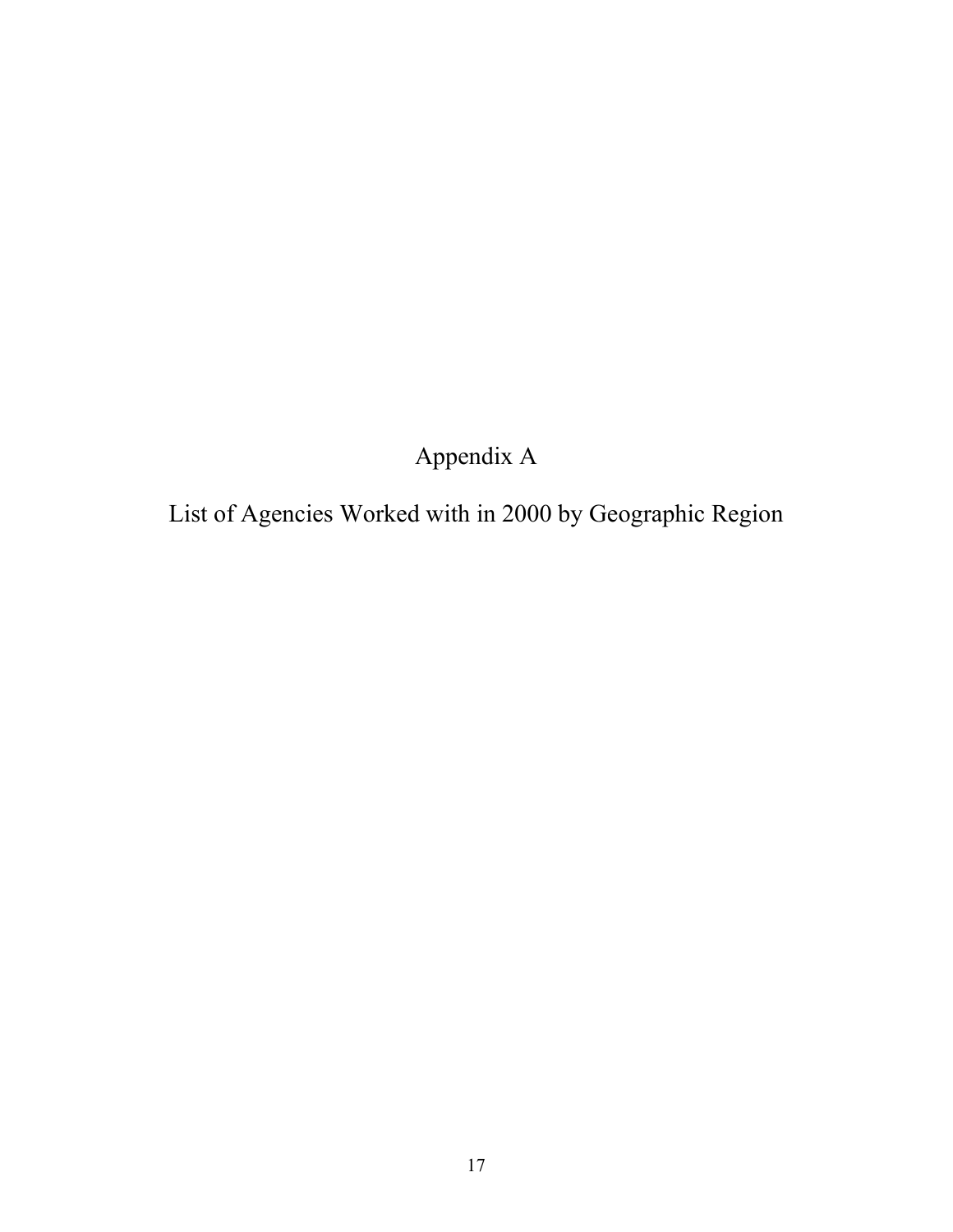# Appendix A

## List of Agencies Worked with in 2000 by Geographic Region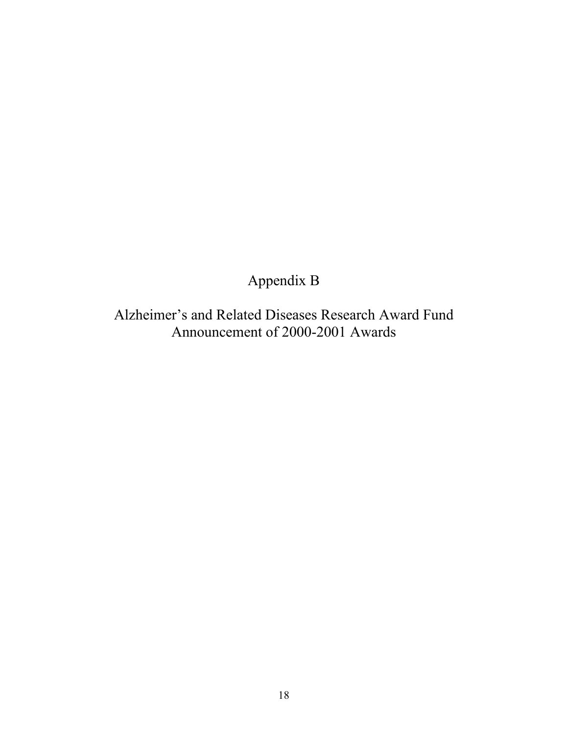# Appendix B

## Alzheimer's and Related Diseases Research Award Fund
## Announcement of 2000-2001 Awards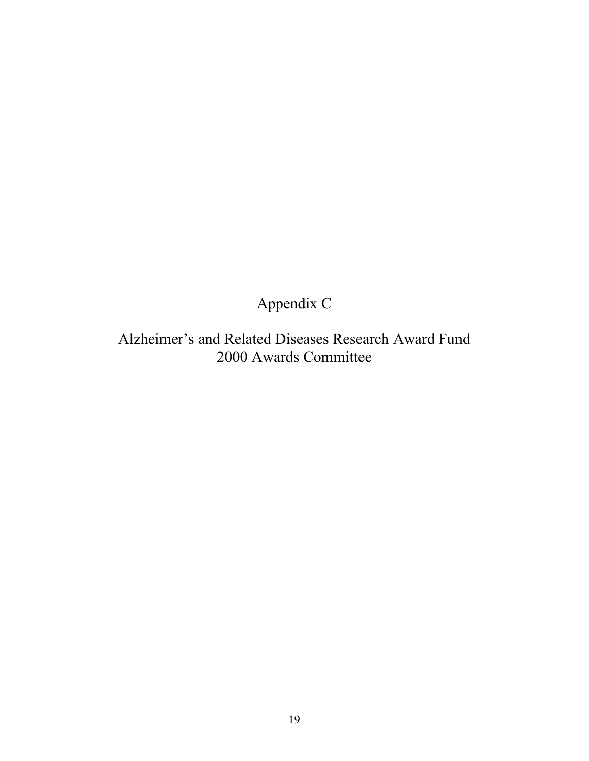# Appendix C

## Alzheimer's and Related Diseases Research Award Fund
## 2000 Awards Committee